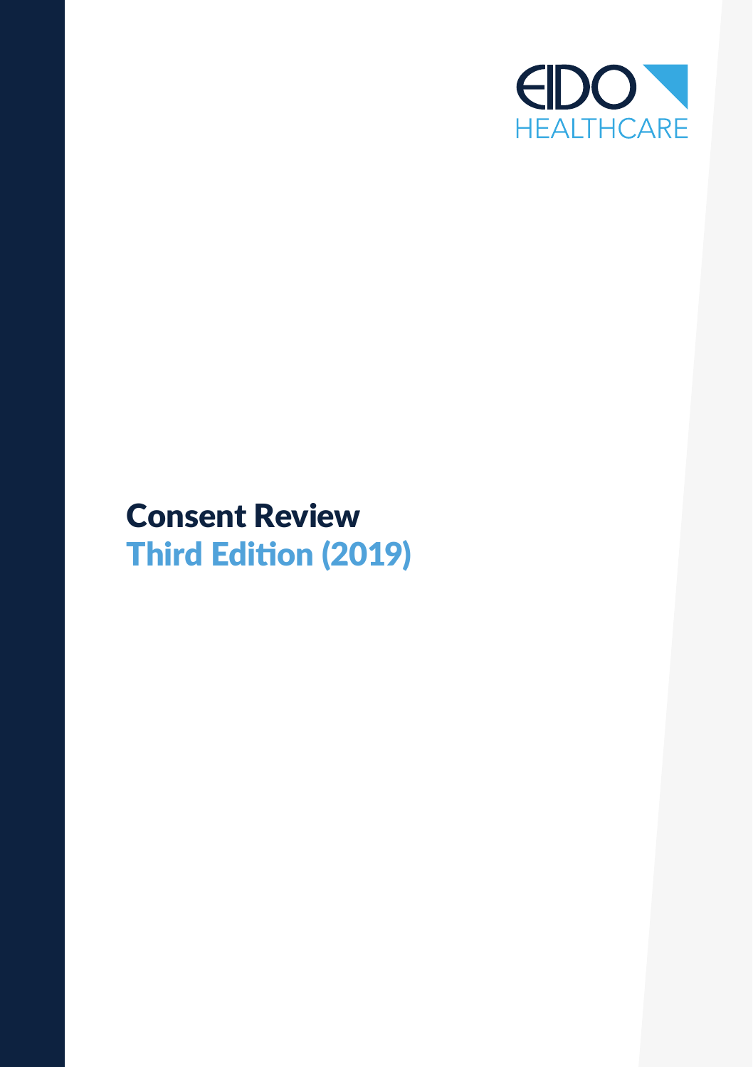EIDO HEALTHCARE

# Consent Review

## Third Edition (2019)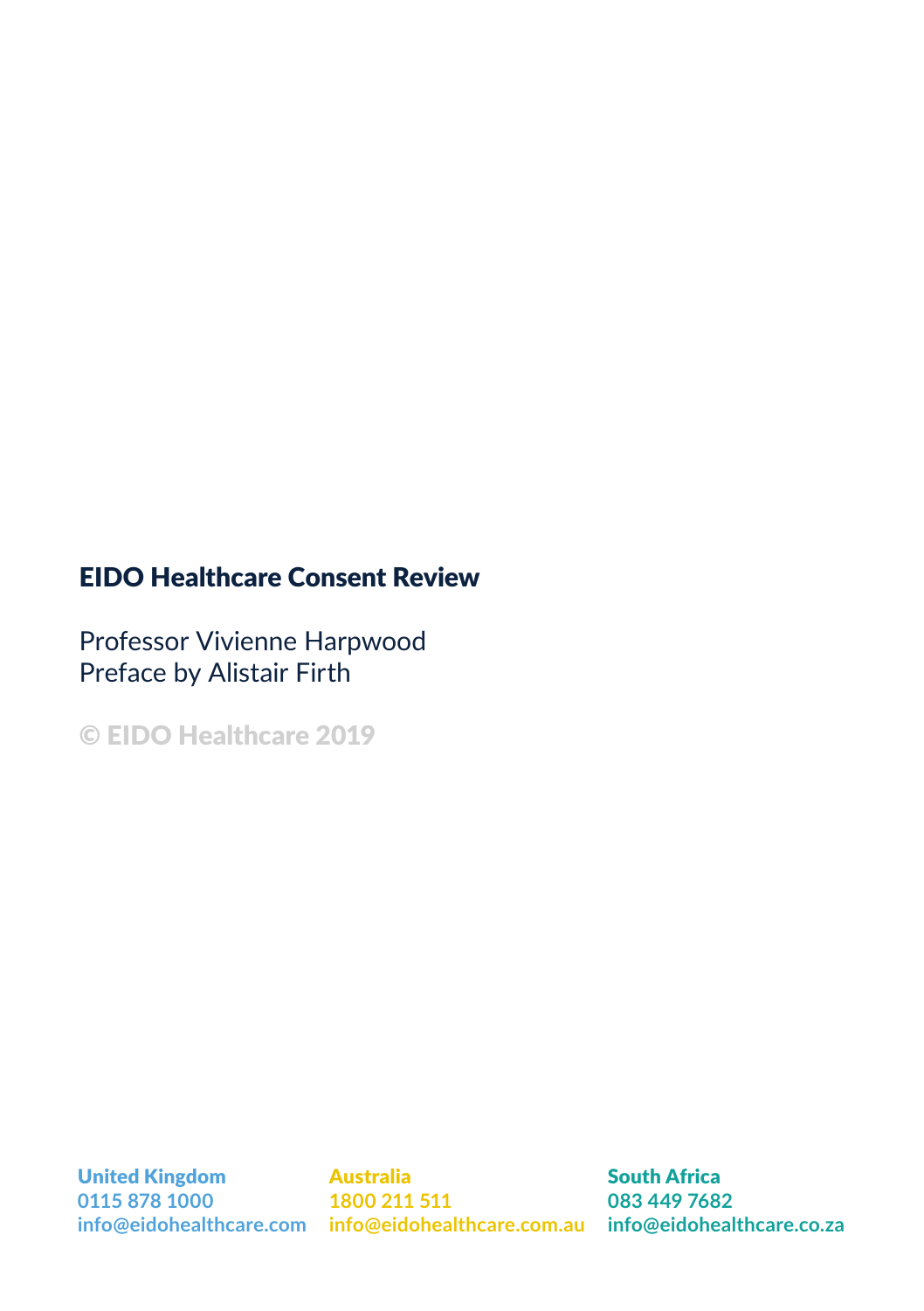# EIDO Healthcare Consent Review

Professor Vivienne Harpwood
Preface by Alistair Firth

© EIDO Healthcare 2019

**United Kingdom**
**0115 878 1000**
**info@eidohealthcare.com**

**Australia**
**1800 211 511**
**info@eidohealthcare.com.au**

**South Africa**
**083 449 7682**
**info@eidohealthcare.co.za**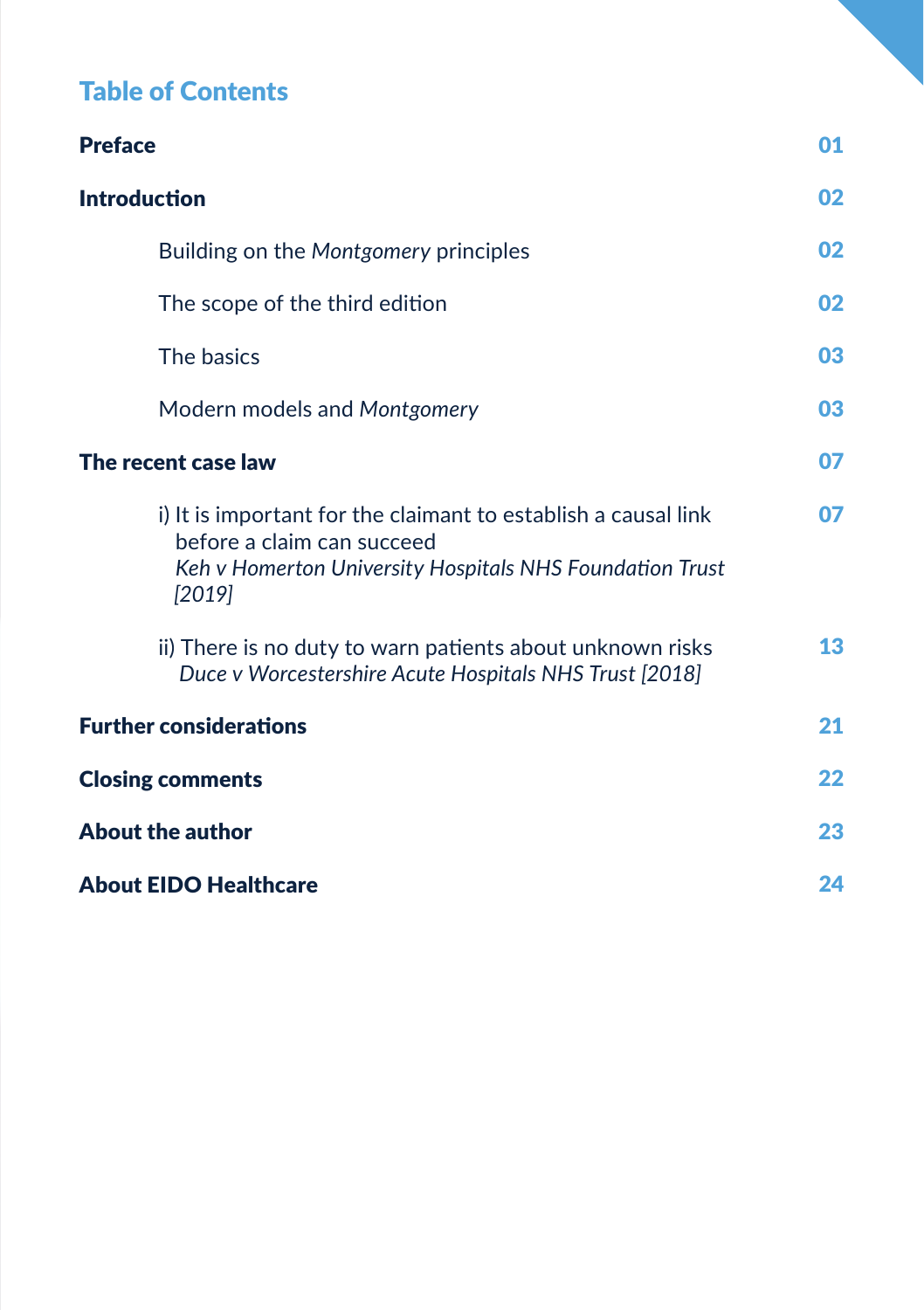## Table of Contents

| | |
|---|---|
| **Preface** | 01 |
| **Introduction** | 02 |
| Building on the *Montgomery* principles | 02 |
| The scope of the third edition | 02 |
| The basics | 03 |
| Modern models and *Montgomery* | 03 |
| **The recent case law** | 07 |
| i) It is important for the claimant to establish a causal link before a claim can succeed *Keh v Homerton University Hospitals NHS Foundation Trust [2019]* | 07 |
| ii) There is no duty to warn patients about unknown risks *Duce v Worcestershire Acute Hospitals NHS Trust [2018]* | 13 |
| **Further considerations** | 21 |
| **Closing comments** | 22 |
| **About the author** | 23 |
| **About EIDO Healthcare** | 24 |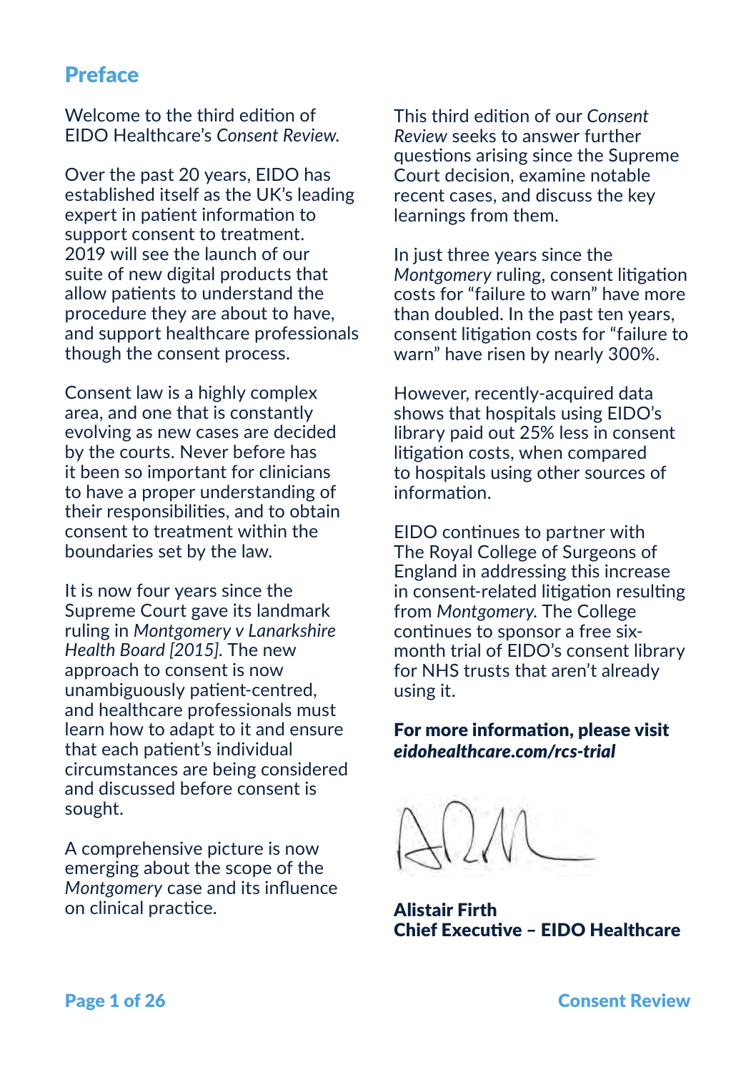## Preface

Welcome to the third edition of EIDO Healthcare's *Consent Review.*

Over the past 20 years, EIDO has established itself as the UK's leading expert in patient information to support consent to treatment. 2019 will see the launch of our suite of new digital products that allow patients to understand the procedure they are about to have, and support healthcare professionals though the consent process.

Consent law is a highly complex area, and one that is constantly evolving as new cases are decided by the courts. Never before has it been so important for clinicians to have a proper understanding of their responsibilities, and to obtain consent to treatment within the boundaries set by the law.

It is now four years since the Supreme Court gave its landmark ruling in *Montgomery v Lanarkshire Health Board [2015].* The new approach to consent is now unambiguously patient-centred, and healthcare professionals must learn how to adapt to it and ensure that each patient's individual circumstances are being considered and discussed before consent is sought.

A comprehensive picture is now emerging about the scope of the *Montgomery* case and its influence on clinical practice.

This third edition of our *Consent Review* seeks to answer further questions arising since the Supreme Court decision, examine notable recent cases, and discuss the key learnings from them.

In just three years since the *Montgomery* ruling, consent litigation costs for "failure to warn" have more than doubled. In the past ten years, consent litigation costs for "failure to warn" have risen by nearly 300%.

However, recently-acquired data shows that hospitals using EIDO's library paid out 25% less in consent litigation costs, when compared to hospitals using other sources of information.

EIDO continues to partner with The Royal College of Surgeons of England in addressing this increase in consent-related litigation resulting from *Montgomery.* The College continues to sponsor a free six-month trial of EIDO's consent library for NHS trusts that aren't already using it.

**For more information, please visit *eidohealthcare.com/rcs-trial***

**Alistair Firth**
**Chief Executive – EIDO Healthcare**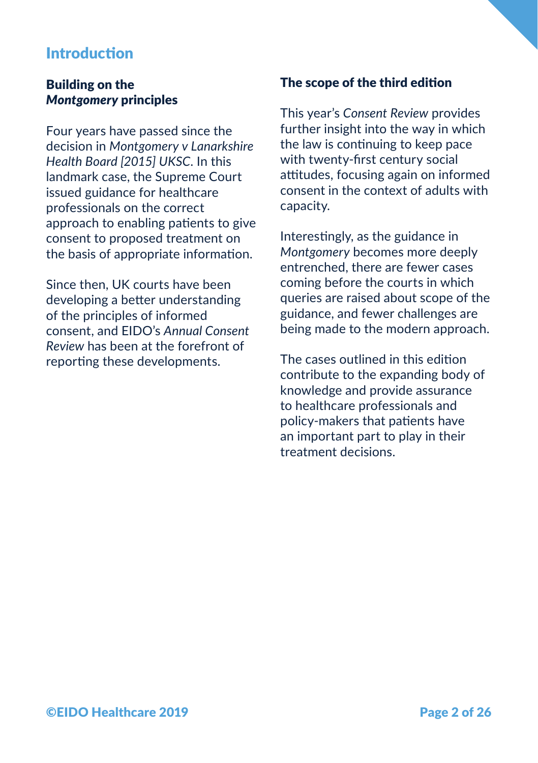# Introduction

## Building on the *Montgomery* principles

Four years have passed since the decision in *Montgomery v Lanarkshire Health Board [2015] UKSC*. In this landmark case, the Supreme Court issued guidance for healthcare professionals on the correct approach to enabling patients to give consent to proposed treatment on the basis of appropriate information.

Since then, UK courts have been developing a better understanding of the principles of informed consent, and EIDO's *Annual Consent Review* has been at the forefront of reporting these developments.

## The scope of the third edition

This year's *Consent Review* provides further insight into the way in which the law is continuing to keep pace with twenty-first century social attitudes, focusing again on informed consent in the context of adults with capacity.

Interestingly, as the guidance in *Montgomery* becomes more deeply entrenched, there are fewer cases coming before the courts in which queries are raised about scope of the guidance, and fewer challenges are being made to the modern approach.

The cases outlined in this edition contribute to the expanding body of knowledge and provide assurance to healthcare professionals and policy-makers that patients have an important part to play in their treatment decisions.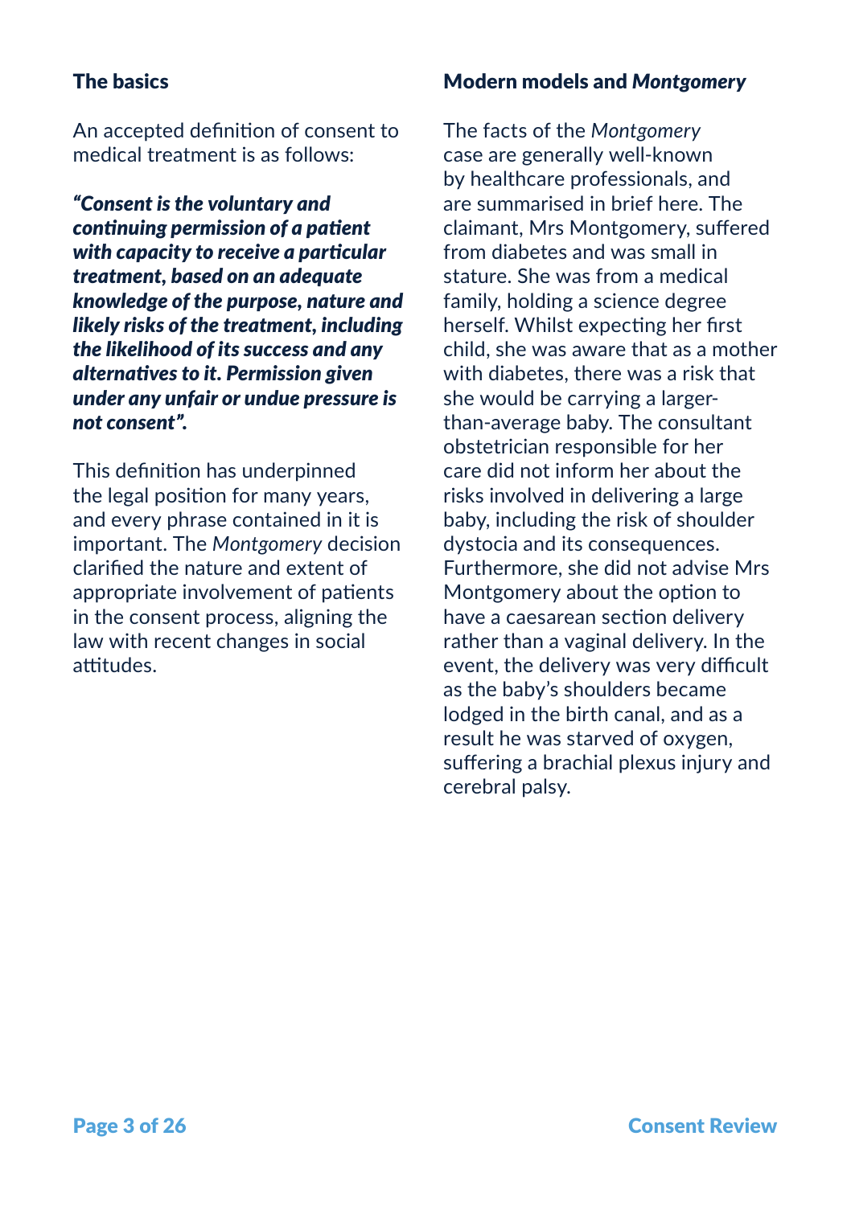## The basics

An accepted definition of consent to medical treatment is as follows:

***"Consent is the voluntary and continuing permission of a patient with capacity to receive a particular treatment, based on an adequate knowledge of the purpose, nature and likely risks of the treatment, including the likelihood of its success and any alternatives to it. Permission given under any unfair or undue pressure is not consent".***

This definition has underpinned the legal position for many years, and every phrase contained in it is important. The *Montgomery* decision clarified the nature and extent of appropriate involvement of patients in the consent process, aligning the law with recent changes in social attitudes.

## Modern models and *Montgomery*

The facts of the *Montgomery* case are generally well-known by healthcare professionals, and are summarised in brief here. The claimant, Mrs Montgomery, suffered from diabetes and was small in stature. She was from a medical family, holding a science degree herself. Whilst expecting her first child, she was aware that as a mother with diabetes, there was a risk that she would be carrying a larger-than-average baby. The consultant obstetrician responsible for her care did not inform her about the risks involved in delivering a large baby, including the risk of shoulder dystocia and its consequences. Furthermore, she did not advise Mrs Montgomery about the option to have a caesarean section delivery rather than a vaginal delivery. In the event, the delivery was very difficult as the baby's shoulders became lodged in the birth canal, and as a result he was starved of oxygen, suffering a brachial plexus injury and cerebral palsy.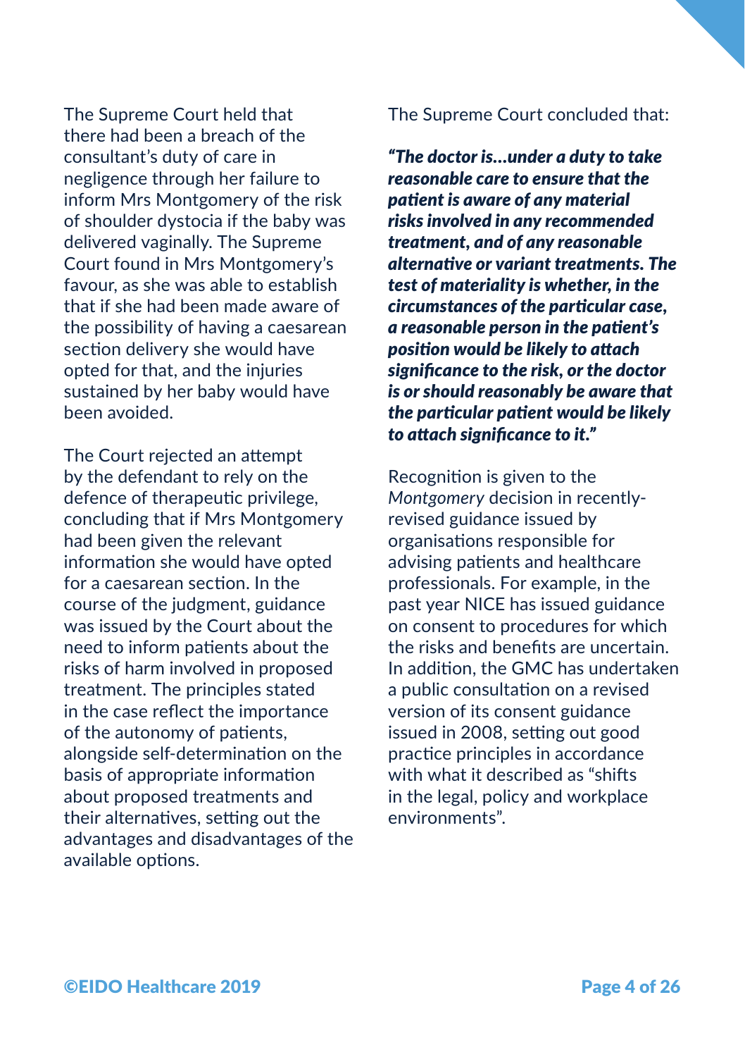The Supreme Court held that there had been a breach of the consultant's duty of care in negligence through her failure to inform Mrs Montgomery of the risk of shoulder dystocia if the baby was delivered vaginally. The Supreme Court found in Mrs Montgomery's favour, as she was able to establish that if she had been made aware of the possibility of having a caesarean section delivery she would have opted for that, and the injuries sustained by her baby would have been avoided.

The Court rejected an attempt by the defendant to rely on the defence of therapeutic privilege, concluding that if Mrs Montgomery had been given the relevant information she would have opted for a caesarean section. In the course of the judgment, guidance was issued by the Court about the need to inform patients about the risks of harm involved in proposed treatment. The principles stated in the case reflect the importance of the autonomy of patients, alongside self-determination on the basis of appropriate information about proposed treatments and their alternatives, setting out the advantages and disadvantages of the available options.

The Supreme Court concluded that:

***"The doctor is...under a duty to take reasonable care to ensure that the patient is aware of any material risks involved in any recommended treatment, and of any reasonable alternative or variant treatments. The test of materiality is whether, in the circumstances of the particular case, a reasonable person in the patient's position would be likely to attach significance to the risk, or the doctor is or should reasonably be aware that the particular patient would be likely to attach significance to it."***

Recognition is given to the *Montgomery* decision in recently-revised guidance issued by organisations responsible for advising patients and healthcare professionals. For example, in the past year NICE has issued guidance on consent to procedures for which the risks and benefits are uncertain. In addition, the GMC has undertaken a public consultation on a revised version of its consent guidance issued in 2008, setting out good practice principles in accordance with what it described as "shifts in the legal, policy and workplace environments".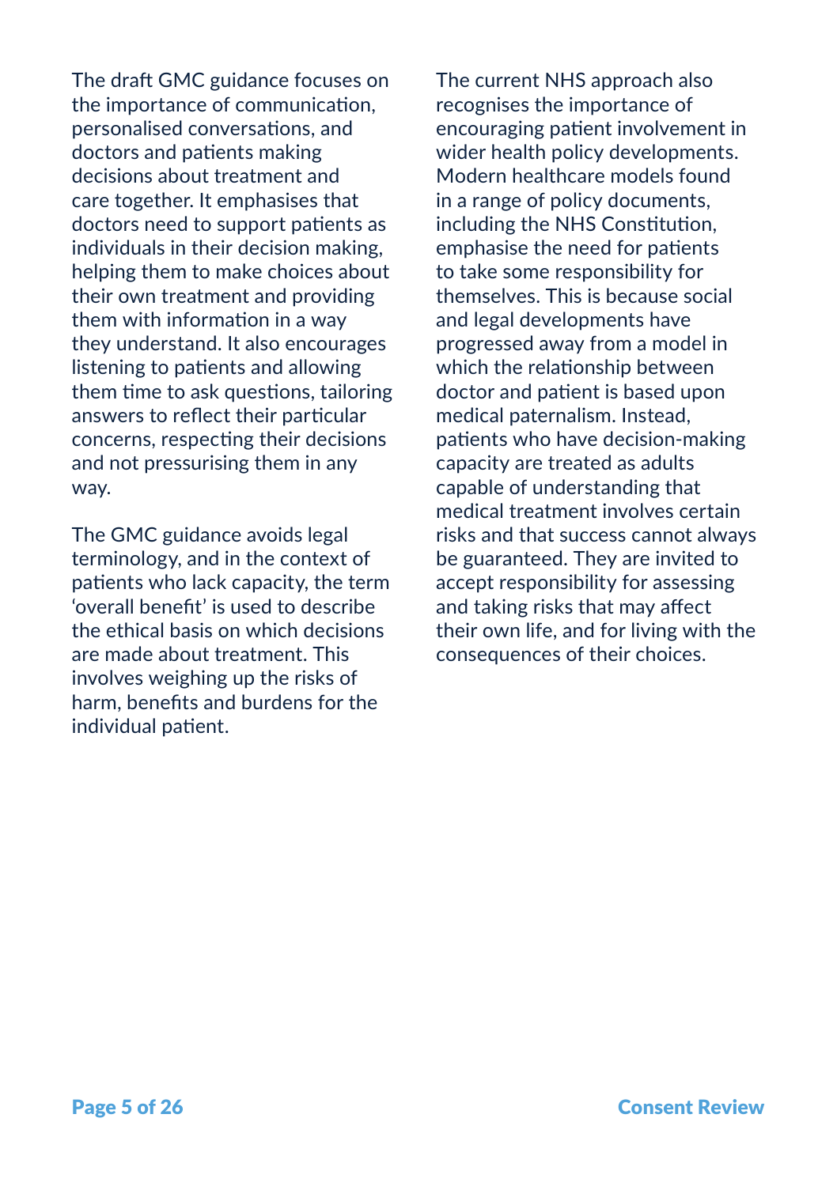The draft GMC guidance focuses on the importance of communication, personalised conversations, and doctors and patients making decisions about treatment and care together. It emphasises that doctors need to support patients as individuals in their decision making, helping them to make choices about their own treatment and providing them with information in a way they understand. It also encourages listening to patients and allowing them time to ask questions, tailoring answers to reflect their particular concerns, respecting their decisions and not pressurising them in any way.

The GMC guidance avoids legal terminology, and in the context of patients who lack capacity, the term 'overall benefit' is used to describe the ethical basis on which decisions are made about treatment. This involves weighing up the risks of harm, benefits and burdens for the individual patient.

The current NHS approach also recognises the importance of encouraging patient involvement in wider health policy developments. Modern healthcare models found in a range of policy documents, including the NHS Constitution, emphasise the need for patients to take some responsibility for themselves. This is because social and legal developments have progressed away from a model in which the relationship between doctor and patient is based upon medical paternalism. Instead, patients who have decision-making capacity are treated as adults capable of understanding that medical treatment involves certain risks and that success cannot always be guaranteed. They are invited to accept responsibility for assessing and taking risks that may affect their own life, and for living with the consequences of their choices.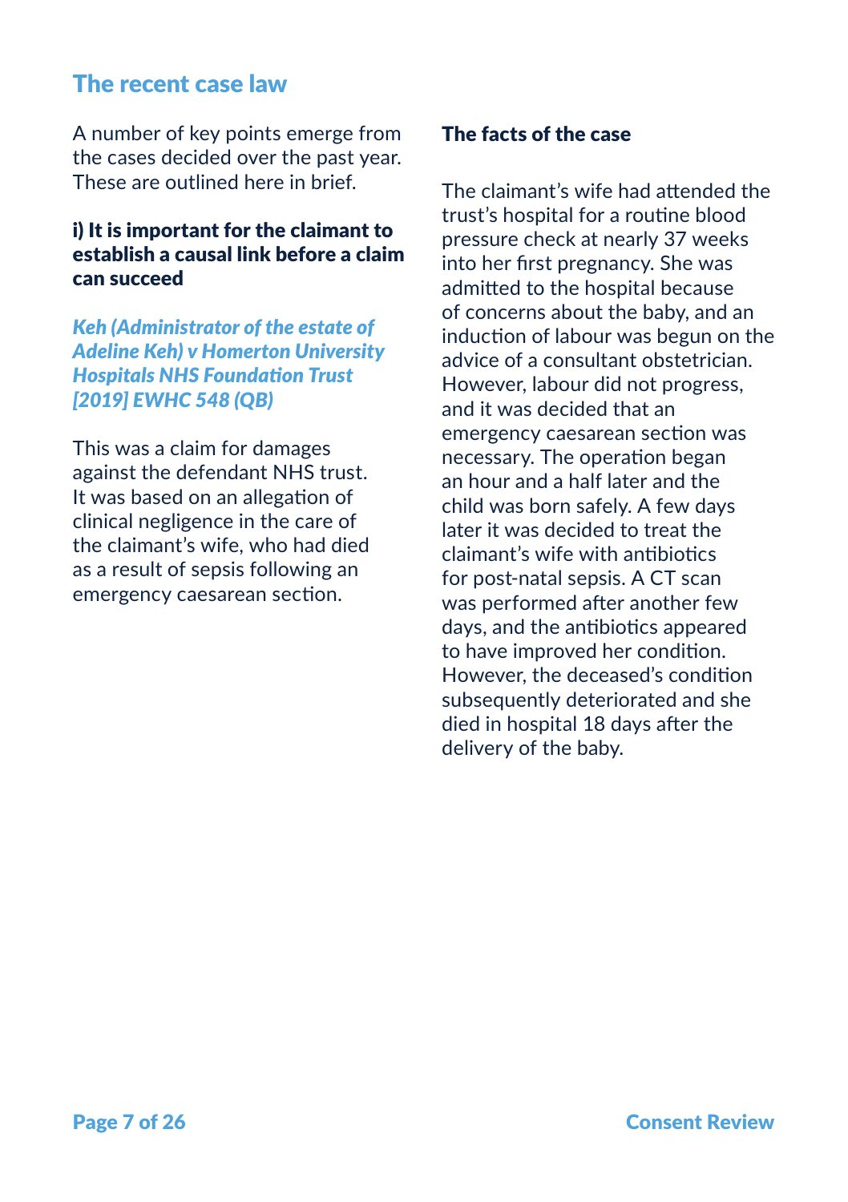## The recent case law

A number of key points emerge from the cases decided over the past year. These are outlined here in brief.

### i) It is important for the claimant to establish a causal link before a claim can succeed

***Keh (Administrator of the estate of Adeline Keh) v Homerton University Hospitals NHS Foundation Trust [2019] EWHC 548 (QB)***

This was a claim for damages against the defendant NHS trust. It was based on an allegation of clinical negligence in the care of the claimant's wife, who had died as a result of sepsis following an emergency caesarean section.

#### The facts of the case

The claimant's wife had attended the trust's hospital for a routine blood pressure check at nearly 37 weeks into her first pregnancy. She was admitted to the hospital because of concerns about the baby, and an induction of labour was begun on the advice of a consultant obstetrician. However, labour did not progress, and it was decided that an emergency caesarean section was necessary. The operation began an hour and a half later and the child was born safely. A few days later it was decided to treat the claimant's wife with antibiotics for post-natal sepsis. A CT scan was performed after another few days, and the antibiotics appeared to have improved her condition. However, the deceased's condition subsequently deteriorated and she died in hospital 18 days after the delivery of the baby.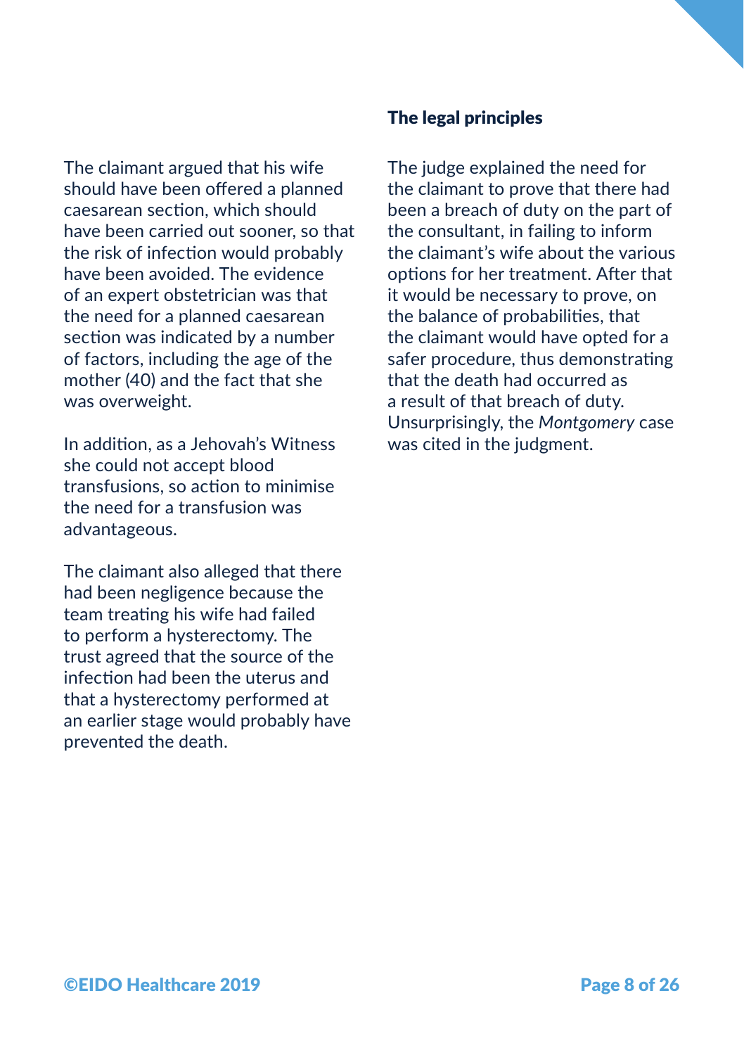The claimant argued that his wife should have been offered a planned caesarean section, which should have been carried out sooner, so that the risk of infection would probably have been avoided. The evidence of an expert obstetrician was that the need for a planned caesarean section was indicated by a number of factors, including the age of the mother (40) and the fact that she was overweight.

In addition, as a Jehovah's Witness she could not accept blood transfusions, so action to minimise the need for a transfusion was advantageous.

The claimant also alleged that there had been negligence because the team treating his wife had failed to perform a hysterectomy. The trust agreed that the source of the infection had been the uterus and that a hysterectomy performed at an earlier stage would probably have prevented the death.

## The legal principles

The judge explained the need for the claimant to prove that there had been a breach of duty on the part of the consultant, in failing to inform the claimant's wife about the various options for her treatment. After that it would be necessary to prove, on the balance of probabilities, that the claimant would have opted for a safer procedure, thus demonstrating that the death had occurred as a result of that breach of duty. Unsurprisingly, the *Montgomery* case was cited in the judgment.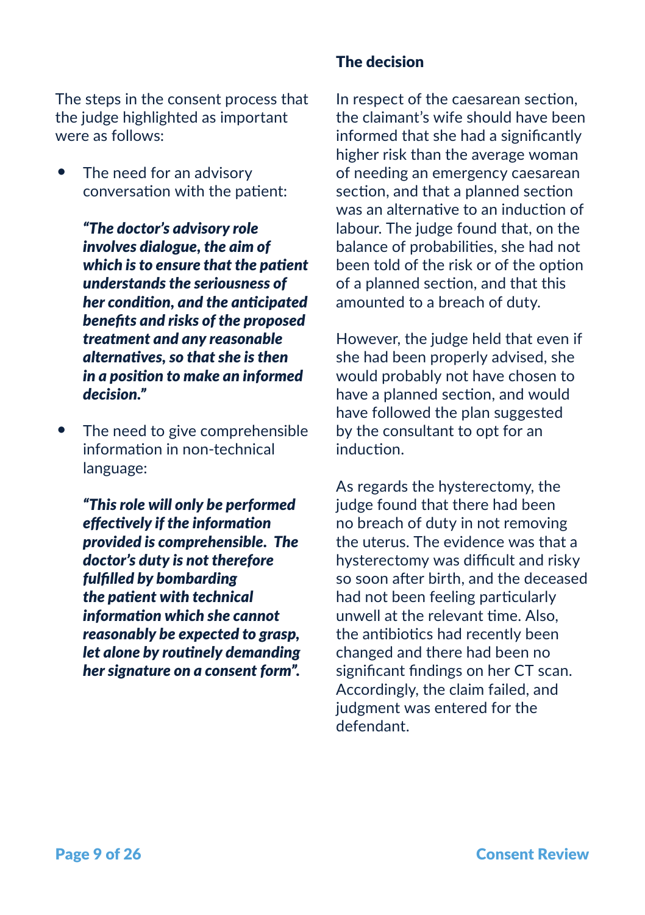The steps in the consent process that the judge highlighted as important were as follows:

- The need for an advisory conversation with the patient:

  ***"The doctor's advisory role involves dialogue, the aim of which is to ensure that the patient understands the seriousness of her condition, and the anticipated benefits and risks of the proposed treatment and any reasonable alternatives, so that she is then in a position to make an informed decision."***

- The need to give comprehensible information in non-technical language:

  ***"This role will only be performed effectively if the information provided is comprehensible. The doctor's duty is not therefore fulfilled by bombarding the patient with technical information which she cannot reasonably be expected to grasp, let alone by routinely demanding her signature on a consent form".***

**The decision**

In respect of the caesarean section, the claimant's wife should have been informed that she had a significantly higher risk than the average woman of needing an emergency caesarean section, and that a planned section was an alternative to an induction of labour. The judge found that, on the balance of probabilities, she had not been told of the risk or of the option of a planned section, and that this amounted to a breach of duty.

However, the judge held that even if she had been properly advised, she would probably not have chosen to have a planned section, and would have followed the plan suggested by the consultant to opt for an induction.

As regards the hysterectomy, the judge found that there had been no breach of duty in not removing the uterus. The evidence was that a hysterectomy was difficult and risky so soon after birth, and the deceased had not been feeling particularly unwell at the relevant time. Also, the antibiotics had recently been changed and there had been no significant findings on her CT scan. Accordingly, the claim failed, and judgment was entered for the defendant.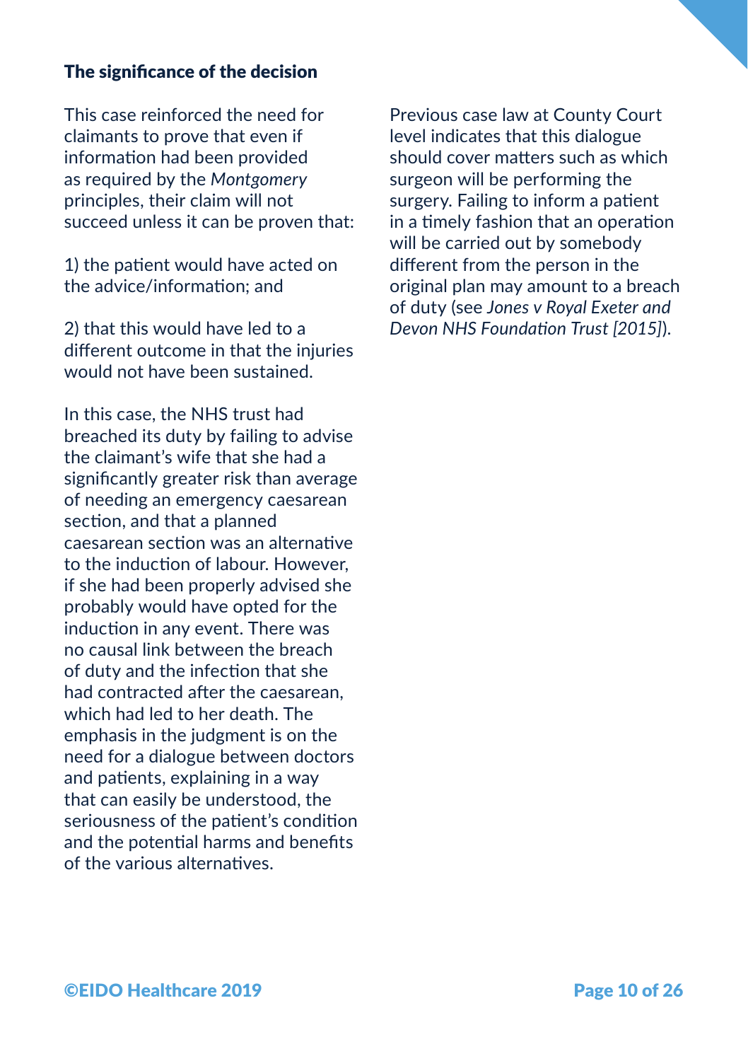## The significance of the decision

This case reinforced the need for claimants to prove that even if information had been provided as required by the *Montgomery* principles, their claim will not succeed unless it can be proven that:

1) the patient would have acted on the advice/information; and

2) that this would have led to a different outcome in that the injuries would not have been sustained.

In this case, the NHS trust had breached its duty by failing to advise the claimant's wife that she had a significantly greater risk than average of needing an emergency caesarean section, and that a planned caesarean section was an alternative to the induction of labour. However, if she had been properly advised she probably would have opted for the induction in any event. There was no causal link between the breach of duty and the infection that she had contracted after the caesarean, which had led to her death. The emphasis in the judgment is on the need for a dialogue between doctors and patients, explaining in a way that can easily be understood, the seriousness of the patient's condition and the potential harms and benefits of the various alternatives.

Previous case law at County Court level indicates that this dialogue should cover matters such as which surgeon will be performing the surgery. Failing to inform a patient in a timely fashion that an operation will be carried out by somebody different from the person in the original plan may amount to a breach of duty (see *Jones v Royal Exeter and Devon NHS Foundation Trust [2015]*).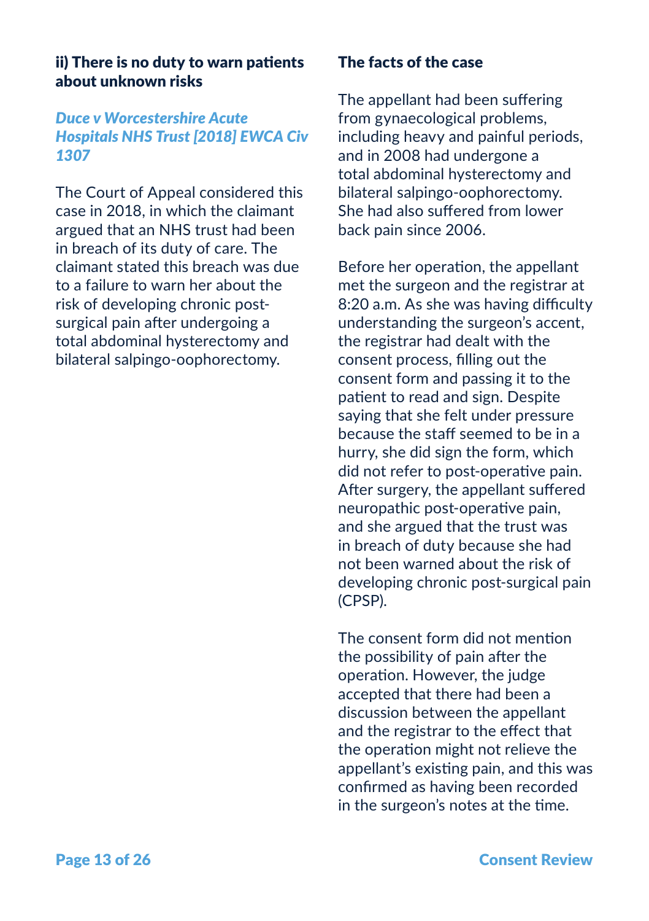### ii) There is no duty to warn patients about unknown risks

***Duce v Worcestershire Acute Hospitals NHS Trust [2018] EWCA Civ 1307***

The Court of Appeal considered this case in 2018, in which the claimant argued that an NHS trust had been in breach of its duty of care. The claimant stated this breach was due to a failure to warn her about the risk of developing chronic post-surgical pain after undergoing a total abdominal hysterectomy and bilateral salpingo-oophorectomy.

### The facts of the case

The appellant had been suffering from gynaecological problems, including heavy and painful periods, and in 2008 had undergone a total abdominal hysterectomy and bilateral salpingo-oophorectomy. She had also suffered from lower back pain since 2006.

Before her operation, the appellant met the surgeon and the registrar at 8:20 a.m. As she was having difficulty understanding the surgeon's accent, the registrar had dealt with the consent process, filling out the consent form and passing it to the patient to read and sign. Despite saying that she felt under pressure because the staff seemed to be in a hurry, she did sign the form, which did not refer to post-operative pain. After surgery, the appellant suffered neuropathic post-operative pain, and she argued that the trust was in breach of duty because she had not been warned about the risk of developing chronic post-surgical pain (CPSP).

The consent form did not mention the possibility of pain after the operation. However, the judge accepted that there had been a discussion between the appellant and the registrar to the effect that the operation might not relieve the appellant's existing pain, and this was confirmed as having been recorded in the surgeon's notes at the time.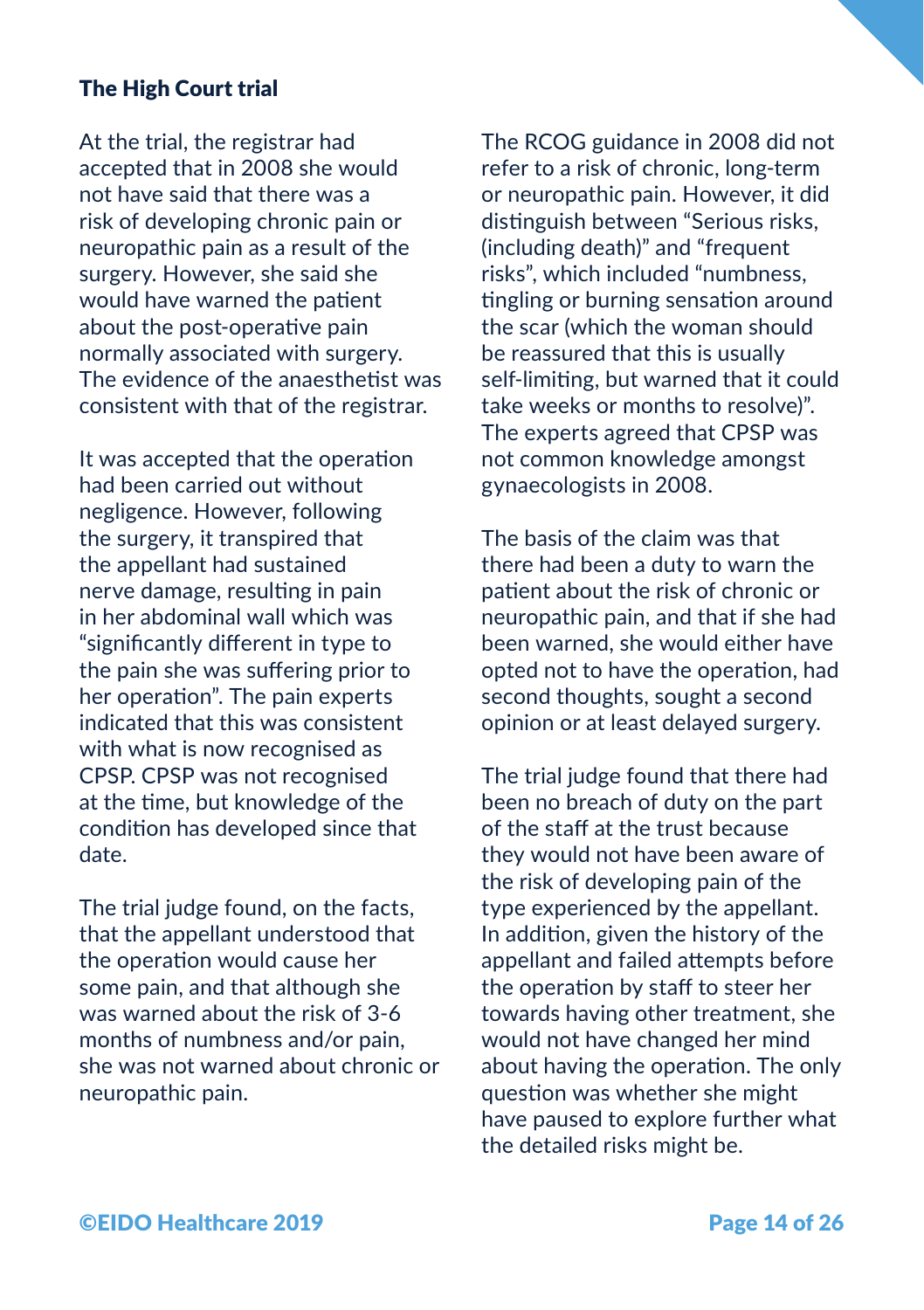### The High Court trial

At the trial, the registrar had accepted that in 2008 she would not have said that there was a risk of developing chronic pain or neuropathic pain as a result of the surgery. However, she said she would have warned the patient about the post-operative pain normally associated with surgery. The evidence of the anaesthetist was consistent with that of the registrar.

It was accepted that the operation had been carried out without negligence. However, following the surgery, it transpired that the appellant had sustained nerve damage, resulting in pain in her abdominal wall which was "significantly different in type to the pain she was suffering prior to her operation". The pain experts indicated that this was consistent with what is now recognised as CPSP. CPSP was not recognised at the time, but knowledge of the condition has developed since that date.

The trial judge found, on the facts, that the appellant understood that the operation would cause her some pain, and that although she was warned about the risk of 3-6 months of numbness and/or pain, she was not warned about chronic or neuropathic pain.

The RCOG guidance in 2008 did not refer to a risk of chronic, long-term or neuropathic pain. However, it did distinguish between "Serious risks, (including death)" and "frequent risks", which included "numbness, tingling or burning sensation around the scar (which the woman should be reassured that this is usually self-limiting, but warned that it could take weeks or months to resolve)". The experts agreed that CPSP was not common knowledge amongst gynaecologists in 2008.

The basis of the claim was that there had been a duty to warn the patient about the risk of chronic or neuropathic pain, and that if she had been warned, she would either have opted not to have the operation, had second thoughts, sought a second opinion or at least delayed surgery.

The trial judge found that there had been no breach of duty on the part of the staff at the trust because they would not have been aware of the risk of developing pain of the type experienced by the appellant. In addition, given the history of the appellant and failed attempts before the operation by staff to steer her towards having other treatment, she would not have changed her mind about having the operation. The only question was whether she might have paused to explore further what the detailed risks might be.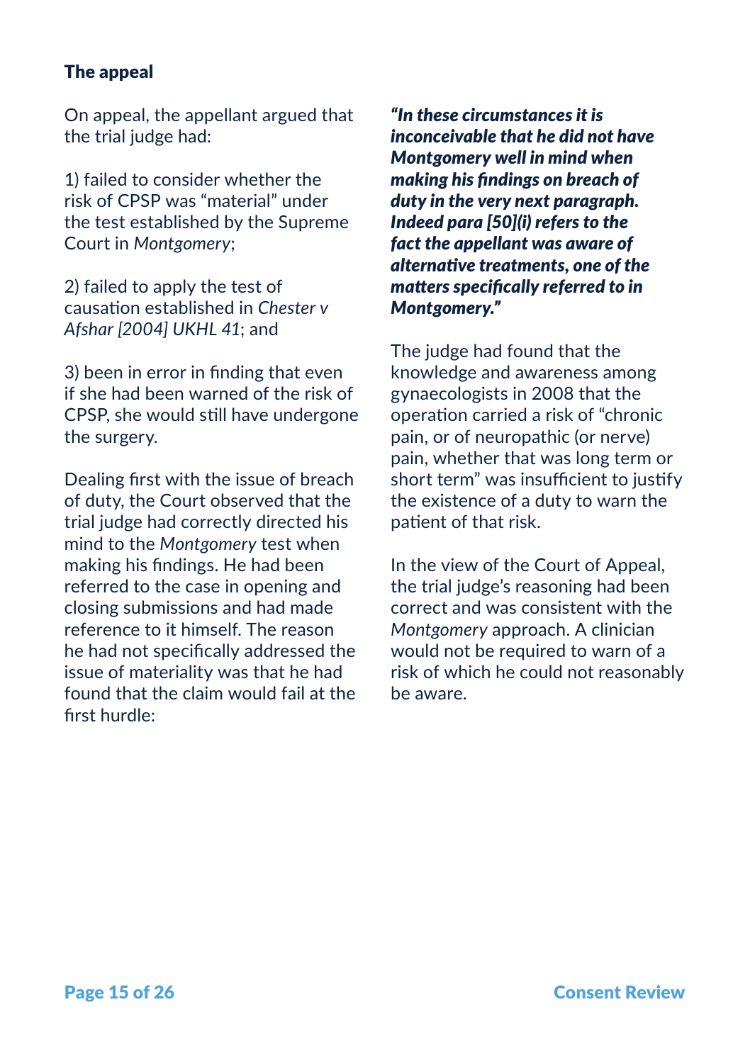### The appeal

On appeal, the appellant argued that the trial judge had:

1) failed to consider whether the risk of CPSP was "material" under the test established by the Supreme Court in *Montgomery*;

2) failed to apply the test of causation established in *Chester v Afshar [2004] UKHL 41*; and

3) been in error in finding that even if she had been warned of the risk of CPSP, she would still have undergone the surgery.

Dealing first with the issue of breach of duty, the Court observed that the trial judge had correctly directed his mind to the *Montgomery* test when making his findings. He had been referred to the case in opening and closing submissions and had made reference to it himself. The reason he had not specifically addressed the issue of materiality was that he had found that the claim would fail at the first hurdle:

***"In these circumstances it is inconceivable that he did not have Montgomery well in mind when making his findings on breach of duty in the very next paragraph. Indeed para [50](i) refers to the fact the appellant was aware of alternative treatments, one of the matters specifically referred to in Montgomery."***

The judge had found that the knowledge and awareness among gynaecologists in 2008 that the operation carried a risk of "chronic pain, or of neuropathic (or nerve) pain, whether that was long term or short term" was insufficient to justify the existence of a duty to warn the patient of that risk.

In the view of the Court of Appeal, the trial judge's reasoning had been correct and was consistent with the *Montgomery* approach. A clinician would not be required to warn of a risk of which he could not reasonably be aware.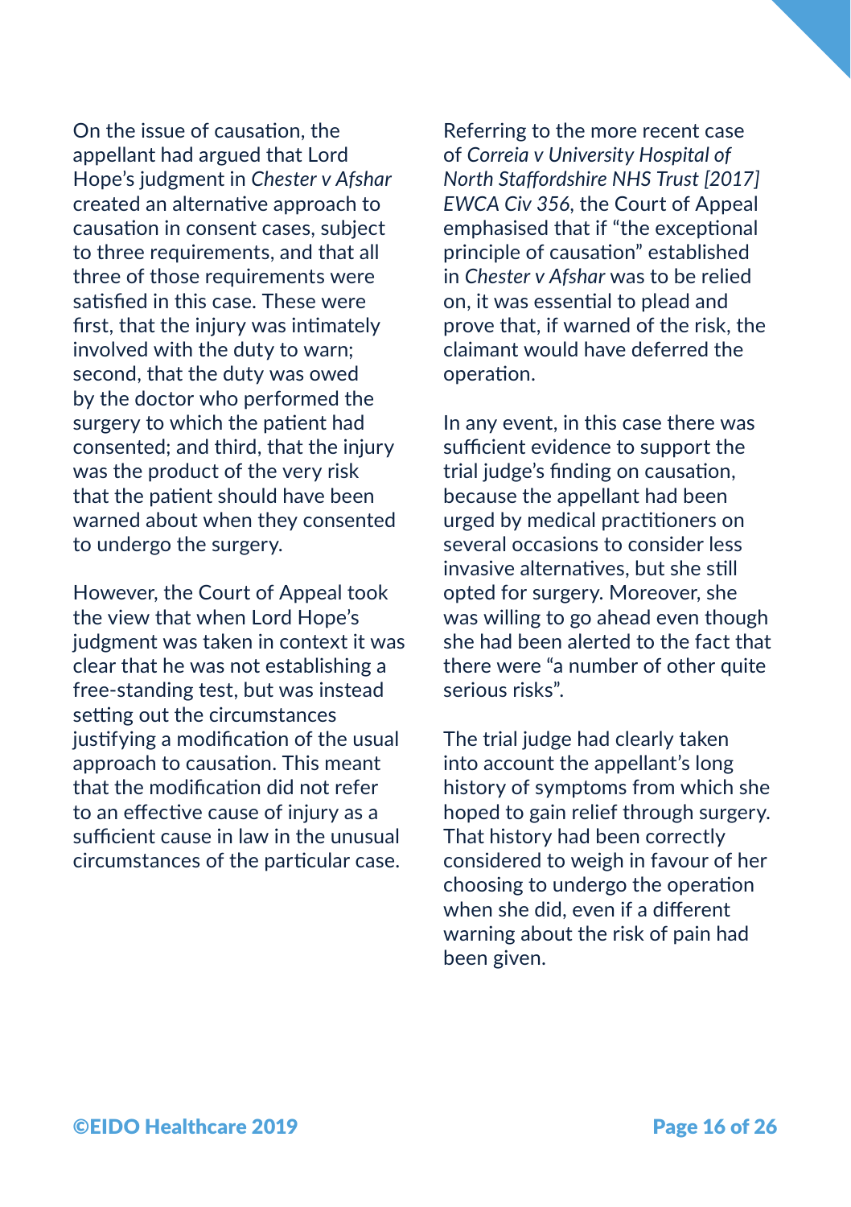On the issue of causation, the appellant had argued that Lord Hope's judgment in *Chester v Afshar* created an alternative approach to causation in consent cases, subject to three requirements, and that all three of those requirements were satisfied in this case. These were first, that the injury was intimately involved with the duty to warn; second, that the duty was owed by the doctor who performed the surgery to which the patient had consented; and third, that the injury was the product of the very risk that the patient should have been warned about when they consented to undergo the surgery.

However, the Court of Appeal took the view that when Lord Hope's judgment was taken in context it was clear that he was not establishing a free-standing test, but was instead setting out the circumstances justifying a modification of the usual approach to causation. This meant that the modification did not refer to an effective cause of injury as a sufficient cause in law in the unusual circumstances of the particular case.

Referring to the more recent case of *Correia v University Hospital of North Staffordshire NHS Trust [2017] EWCA Civ 356*, the Court of Appeal emphasised that if "the exceptional principle of causation" established in *Chester v Afshar* was to be relied on, it was essential to plead and prove that, if warned of the risk, the claimant would have deferred the operation.

In any event, in this case there was sufficient evidence to support the trial judge's finding on causation, because the appellant had been urged by medical practitioners on several occasions to consider less invasive alternatives, but she still opted for surgery. Moreover, she was willing to go ahead even though she had been alerted to the fact that there were "a number of other quite serious risks".

The trial judge had clearly taken into account the appellant's long history of symptoms from which she hoped to gain relief through surgery. That history had been correctly considered to weigh in favour of her choosing to undergo the operation when she did, even if a different warning about the risk of pain had been given.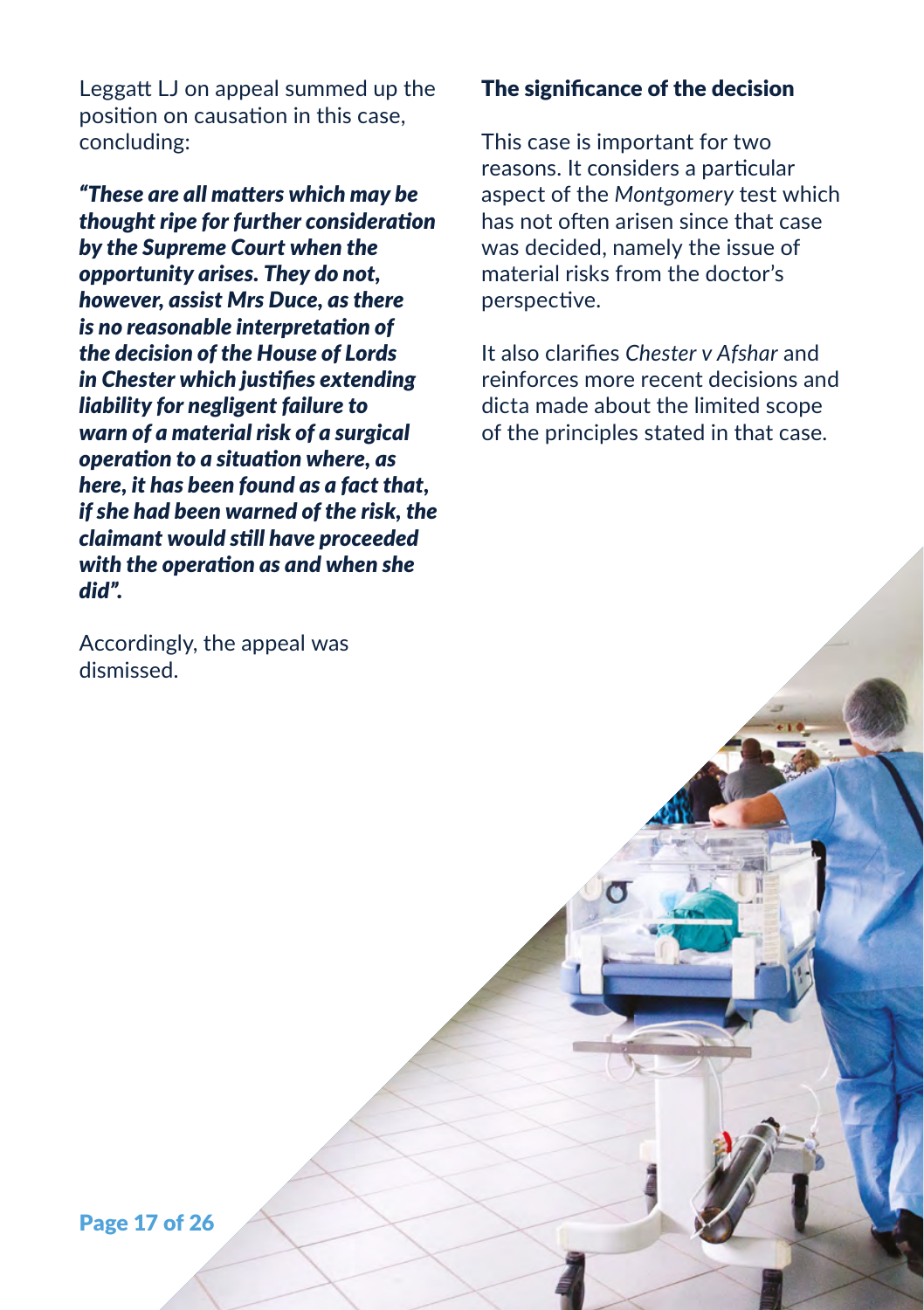Leggatt LJ on appeal summed up the position on causation in this case, concluding:

***"These are all matters which may be thought ripe for further consideration by the Supreme Court when the opportunity arises. They do not, however, assist Mrs Duce, as there is no reasonable interpretation of the decision of the House of Lords in Chester which justifies extending liability for negligent failure to warn of a material risk of a surgical operation to a situation where, as here, it has been found as a fact that, if she had been warned of the risk, the claimant would still have proceeded with the operation as and when she did".***

Accordingly, the appeal was dismissed.

## The significance of the decision

This case is important for two reasons. It considers a particular aspect of the *Montgomery* test which has not often arisen since that case was decided, namely the issue of material risks from the doctor's perspective.

It also clarifies *Chester v Afshar* and reinforces more recent decisions and dicta made about the limited scope of the principles stated in that case.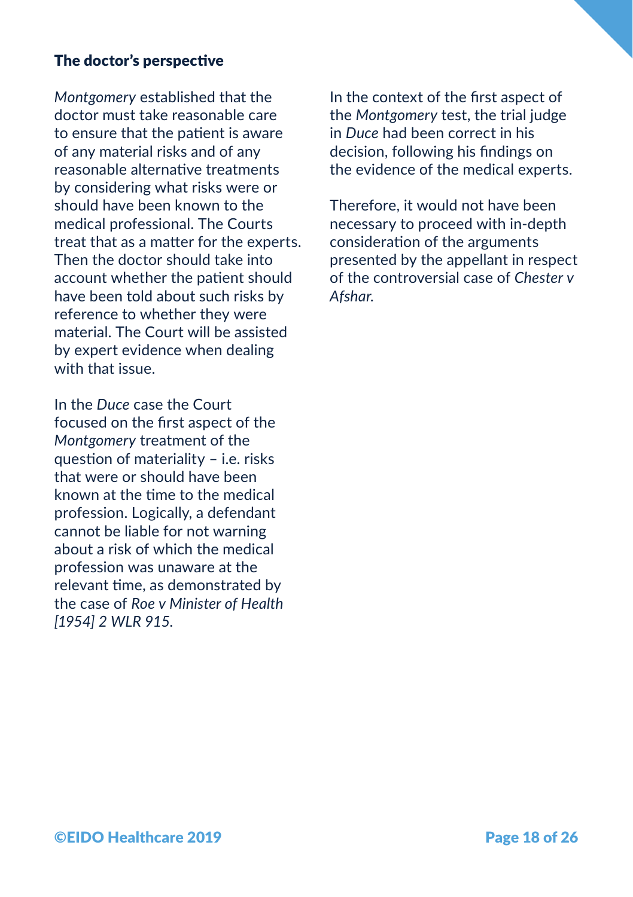### The doctor's perspective

*Montgomery* established that the doctor must take reasonable care to ensure that the patient is aware of any material risks and of any reasonable alternative treatments by considering what risks were or should have been known to the medical professional. The Courts treat that as a matter for the experts. Then the doctor should take into account whether the patient should have been told about such risks by reference to whether they were material. The Court will be assisted by expert evidence when dealing with that issue.

In the *Duce* case the Court focused on the first aspect of the *Montgomery* treatment of the question of materiality – i.e. risks that were or should have been known at the time to the medical profession. Logically, a defendant cannot be liable for not warning about a risk of which the medical profession was unaware at the relevant time, as demonstrated by the case of *Roe v Minister of Health [1954] 2 WLR 915.*

In the context of the first aspect of the *Montgomery* test, the trial judge in *Duce* had been correct in his decision, following his findings on the evidence of the medical experts.

Therefore, it would not have been necessary to proceed with in-depth consideration of the arguments presented by the appellant in respect of the controversial case of *Chester v Afshar.*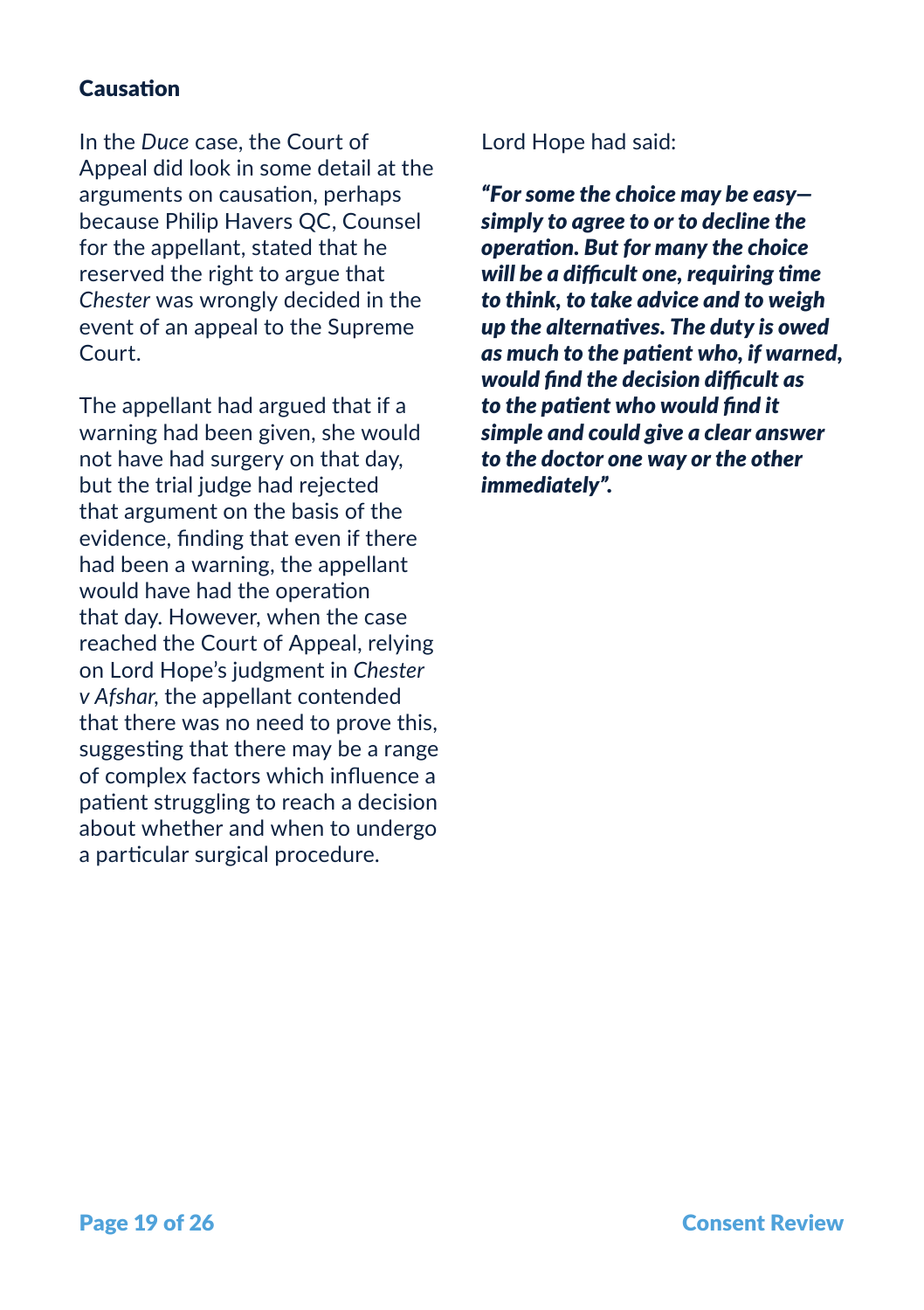## Causation

In the *Duce* case, the Court of Appeal did look in some detail at the arguments on causation, perhaps because Philip Havers QC, Counsel for the appellant, stated that he reserved the right to argue that *Chester* was wrongly decided in the event of an appeal to the Supreme Court.

The appellant had argued that if a warning had been given, she would not have had surgery on that day, but the trial judge had rejected that argument on the basis of the evidence, finding that even if there had been a warning, the appellant would have had the operation that day. However, when the case reached the Court of Appeal, relying on Lord Hope's judgment in *Chester v Afshar*, the appellant contended that there was no need to prove this, suggesting that there may be a range of complex factors which influence a patient struggling to reach a decision about whether and when to undergo a particular surgical procedure.

Lord Hope had said:

***"For some the choice may be easy—simply to agree to or to decline the operation. But for many the choice will be a difficult one, requiring time to think, to take advice and to weigh up the alternatives. The duty is owed as much to the patient who, if warned, would find the decision difficult as to the patient who would find it simple and could give a clear answer to the doctor one way or the other immediately".***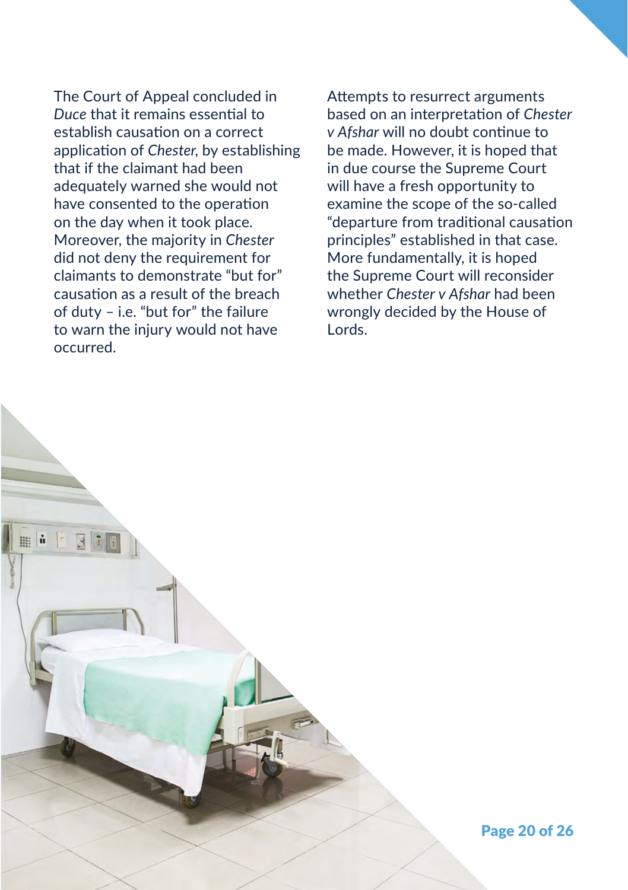The Court of Appeal concluded in *Duce* that it remains essential to establish causation on a correct application of *Chester*, by establishing that if the claimant had been adequately warned she would not have consented to the operation on the day when it took place. Moreover, the majority in *Chester* did not deny the requirement for claimants to demonstrate "but for" causation as a result of the breach of duty – i.e. "but for" the failure to warn the injury would not have occurred.

Attempts to resurrect arguments based on an interpretation of *Chester v Afshar* will no doubt continue to be made. However, it is hoped that in due course the Supreme Court will have a fresh opportunity to examine the scope of the so-called "departure from traditional causation principles" established in that case. More fundamentally, it is hoped the Supreme Court will reconsider whether *Chester v Afshar* had been wrongly decided by the House of Lords.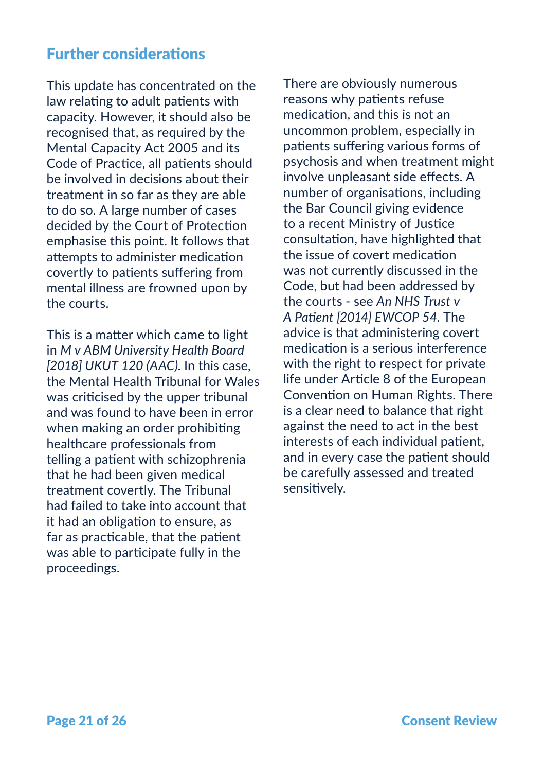## Further considerations

This update has concentrated on the law relating to adult patients with capacity. However, it should also be recognised that, as required by the Mental Capacity Act 2005 and its Code of Practice, all patients should be involved in decisions about their treatment in so far as they are able to do so. A large number of cases decided by the Court of Protection emphasise this point. It follows that attempts to administer medication covertly to patients suffering from mental illness are frowned upon by the courts.

This is a matter which came to light in *M v ABM University Health Board [2018] UKUT 120 (AAC)*. In this case, the Mental Health Tribunal for Wales was criticised by the upper tribunal and was found to have been in error when making an order prohibiting healthcare professionals from telling a patient with schizophrenia that he had been given medical treatment covertly. The Tribunal had failed to take into account that it had an obligation to ensure, as far as practicable, that the patient was able to participate fully in the proceedings.

There are obviously numerous reasons why patients refuse medication, and this is not an uncommon problem, especially in patients suffering various forms of psychosis and when treatment might involve unpleasant side effects. A number of organisations, including the Bar Council giving evidence to a recent Ministry of Justice consultation, have highlighted that the issue of covert medication was not currently discussed in the Code, but had been addressed by the courts - see *An NHS Trust v A Patient [2014] EWCOP 54*. The advice is that administering covert medication is a serious interference with the right to respect for private life under Article 8 of the European Convention on Human Rights. There is a clear need to balance that right against the need to act in the best interests of each individual patient, and in every case the patient should be carefully assessed and treated sensitively.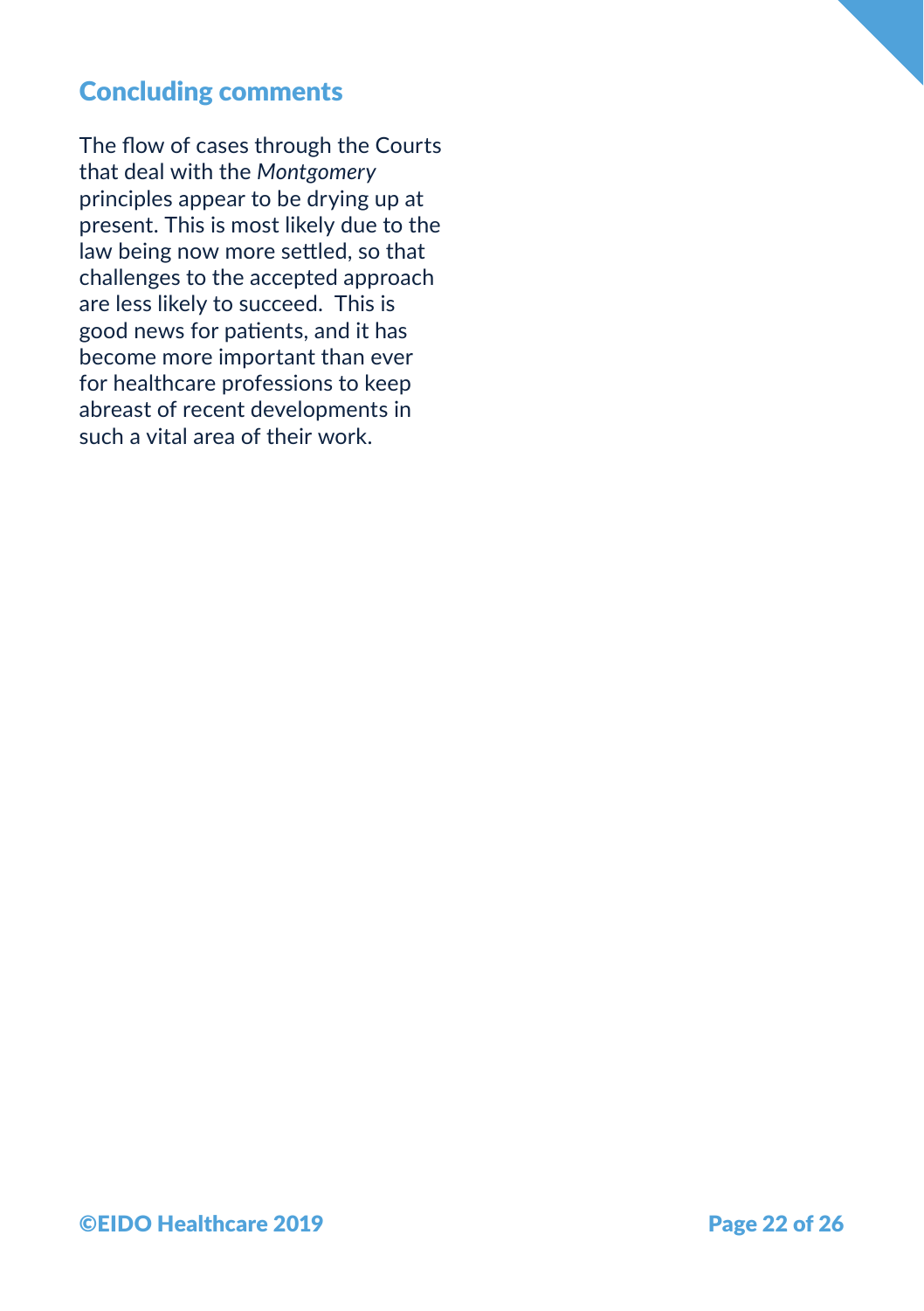## Concluding comments

The flow of cases through the Courts that deal with the *Montgomery* principles appear to be drying up at present. This is most likely due to the law being now more settled, so that challenges to the accepted approach are less likely to succeed.  This is good news for patients, and it has become more important than ever for healthcare professions to keep abreast of recent developments in such a vital area of their work.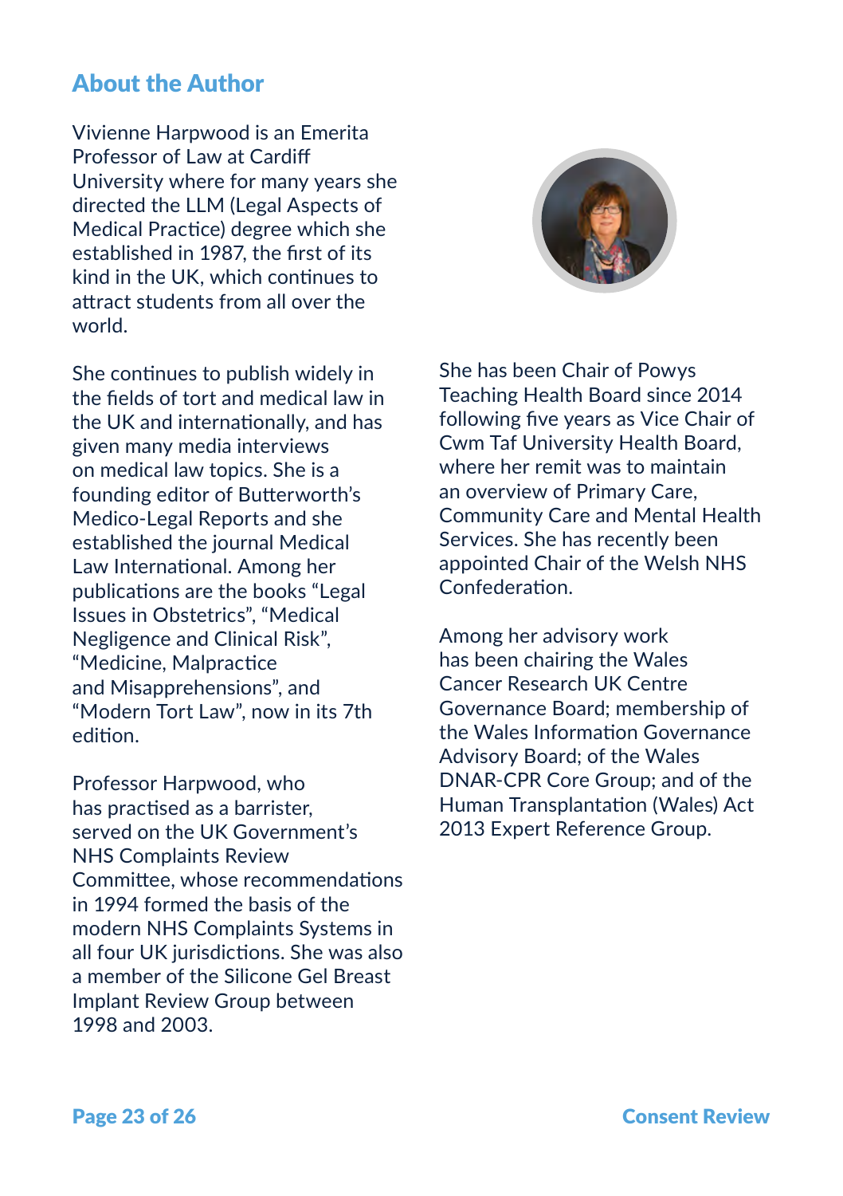## About the Author

Vivienne Harpwood is an Emerita Professor of Law at Cardiff University where for many years she directed the LLM (Legal Aspects of Medical Practice) degree which she established in 1987, the first of its kind in the UK, which continues to attract students from all over the world.

She continues to publish widely in the fields of tort and medical law in the UK and internationally, and has given many media interviews on medical law topics. She is a founding editor of Butterworth's Medico-Legal Reports and she established the journal Medical Law International. Among her publications are the books "Legal Issues in Obstetrics", "Medical Negligence and Clinical Risk", "Medicine, Malpractice and Misapprehensions", and "Modern Tort Law", now in its 7th edition.

Professor Harpwood, who has practised as a barrister, served on the UK Government's NHS Complaints Review Committee, whose recommendations in 1994 formed the basis of the modern NHS Complaints Systems in all four UK jurisdictions. She was also a member of the Silicone Gel Breast Implant Review Group between 1998 and 2003.

She has been Chair of Powys Teaching Health Board since 2014 following five years as Vice Chair of Cwm Taf University Health Board, where her remit was to maintain an overview of Primary Care, Community Care and Mental Health Services. She has recently been appointed Chair of the Welsh NHS Confederation.

Among her advisory work has been chairing the Wales Cancer Research UK Centre Governance Board; membership of the Wales Information Governance Advisory Board; of the Wales DNAR-CPR Core Group; and of the Human Transplantation (Wales) Act 2013 Expert Reference Group.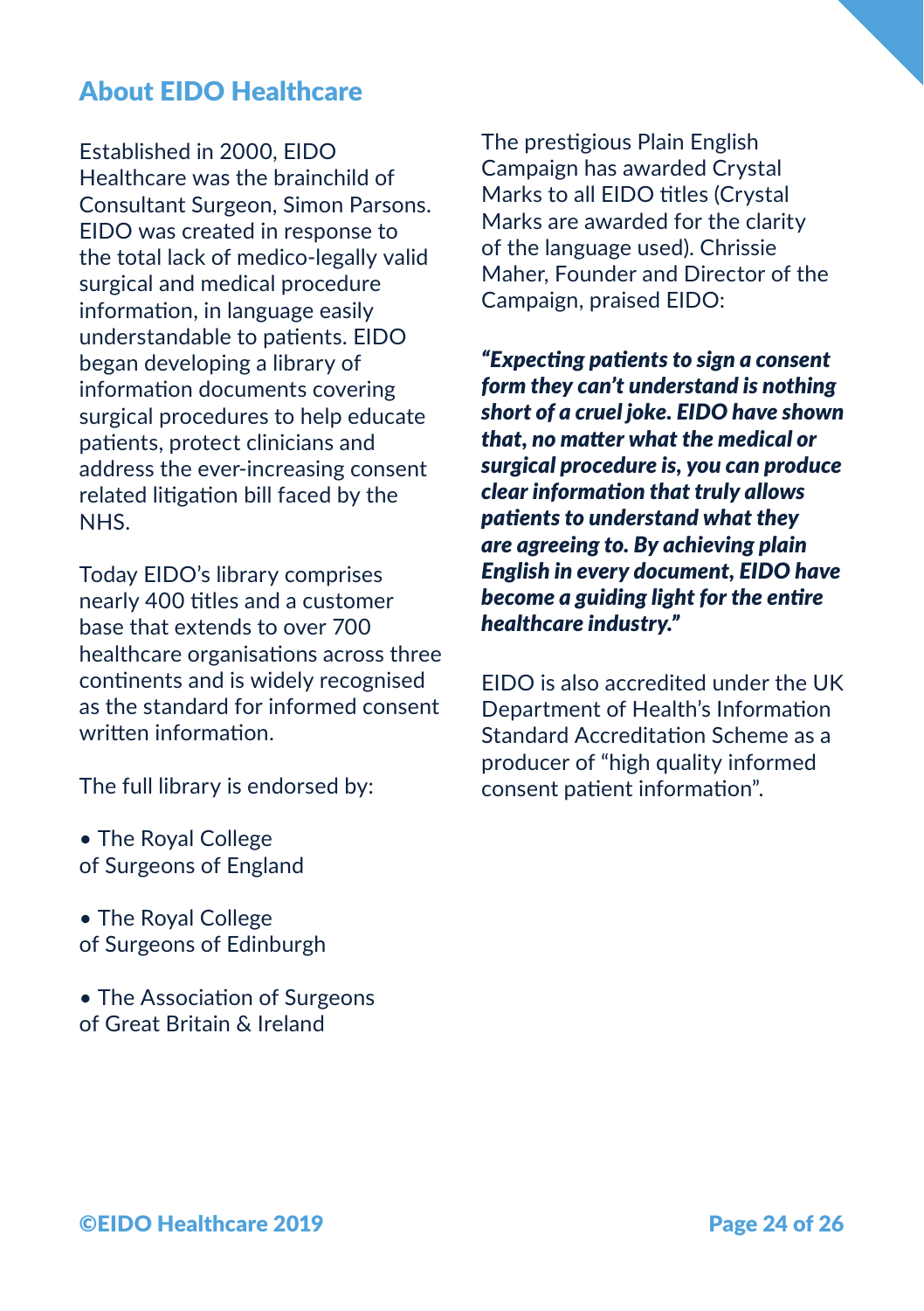## About EIDO Healthcare

Established in 2000, EIDO Healthcare was the brainchild of Consultant Surgeon, Simon Parsons. EIDO was created in response to the total lack of medico-legally valid surgical and medical procedure information, in language easily understandable to patients. EIDO began developing a library of information documents covering surgical procedures to help educate patients, protect clinicians and address the ever-increasing consent related litigation bill faced by the NHS.

Today EIDO's library comprises nearly 400 titles and a customer base that extends to over 700 healthcare organisations across three continents and is widely recognised as the standard for informed consent written information.

The full library is endorsed by:

- The Royal College of Surgeons of England
- The Royal College of Surgeons of Edinburgh
- The Association of Surgeons of Great Britain & Ireland

The prestigious Plain English Campaign has awarded Crystal Marks to all EIDO titles (Crystal Marks are awarded for the clarity of the language used). Chrissie Maher, Founder and Director of the Campaign, praised EIDO:

***"Expecting patients to sign a consent form they can't understand is nothing short of a cruel joke. EIDO have shown that, no matter what the medical or surgical procedure is, you can produce clear information that truly allows patients to understand what they are agreeing to. By achieving plain English in every document, EIDO have become a guiding light for the entire healthcare industry."***

EIDO is also accredited under the UK Department of Health's Information Standard Accreditation Scheme as a producer of "high quality informed consent patient information".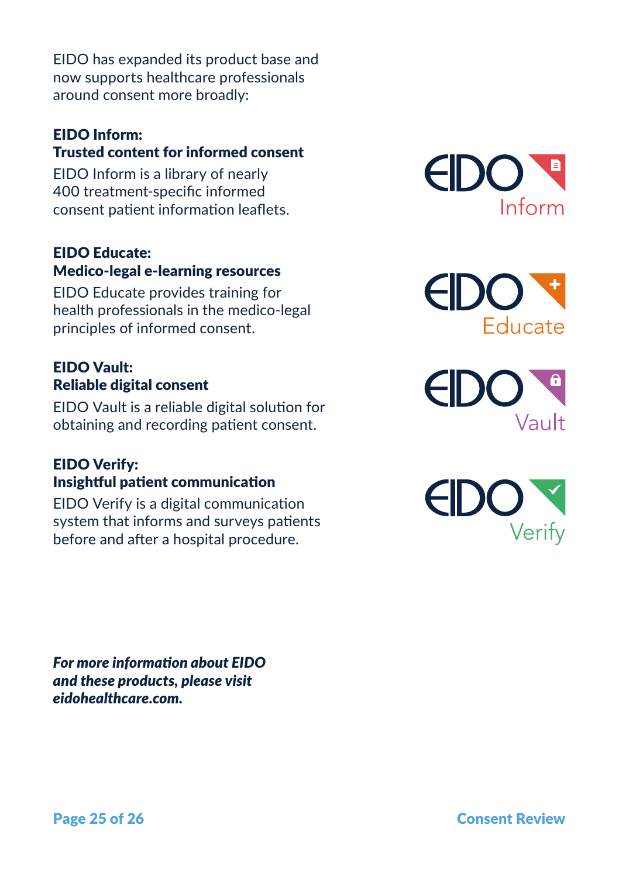EIDO has expanded its product base and now supports healthcare professionals around consent more broadly:

**EIDO Inform:**
**Trusted content for informed consent**

EIDO Inform is a library of nearly 400 treatment-specific informed consent patient information leaflets.

**EIDO Educate:**
**Medico-legal e-learning resources**

EIDO Educate provides training for health professionals in the medico-legal principles of informed consent.

**EIDO Vault:**
**Reliable digital consent**

EIDO Vault is a reliable digital solution for obtaining and recording patient consent.

**EIDO Verify:**
**Insightful patient communication**

EIDO Verify is a digital communication system that informs and surveys patients before and after a hospital procedure.

EIDO Inform

EIDO Educate

EIDO Vault

EIDO Verify

***For more information about EIDO and these products, please visit eidohealthcare.com.***